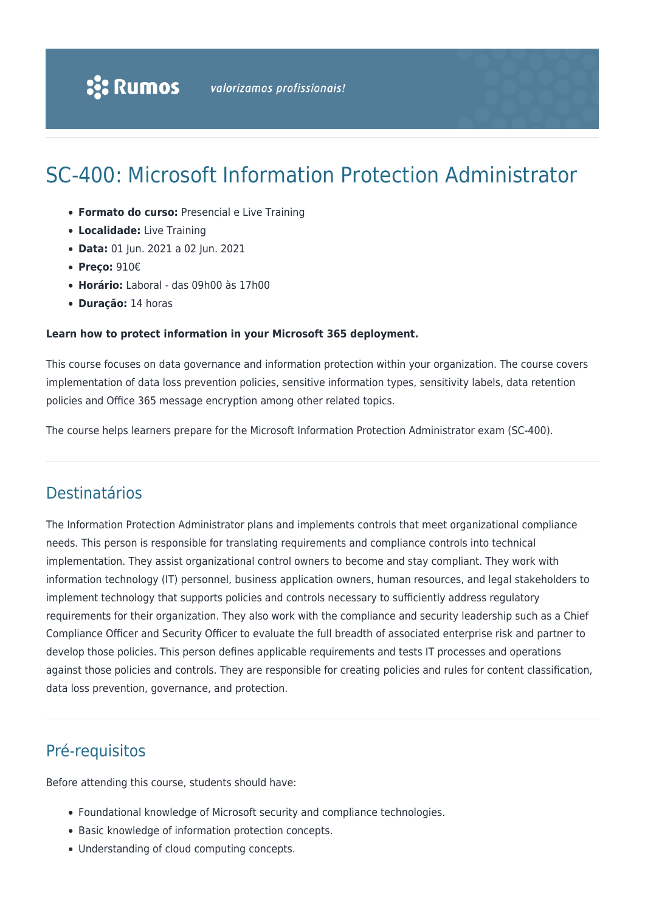# SC-400: Microsoft Information Protection Administrator

- **Formato do curso:** Presencial e Live Training
- **Localidade:** Live Training
- **Data:** 01 Jun. 2021 a 02 Jun. 2021
- **Preço:** 910€
- **Horário:** Laboral - das 09h00 às 17h00
- **Duração:** 14 horas

**Learn how to protect information in your Microsoft 365 deployment.**

This course focuses on data governance and information protection within your organization. The course covers implementation of data loss prevention policies, sensitive information types, sensitivity labels, data retention policies and Office 365 message encryption among other related topics.

The course helps learners prepare for the Microsoft Information Protection Administrator exam (SC-400).

## Destinatários

The Information Protection Administrator plans and implements controls that meet organizational compliance needs. This person is responsible for translating requirements and compliance controls into technical implementation. They assist organizational control owners to become and stay compliant. They work with information technology (IT) personnel, business application owners, human resources, and legal stakeholders to implement technology that supports policies and controls necessary to sufficiently address regulatory requirements for their organization. They also work with the compliance and security leadership such as a Chief Compliance Officer and Security Officer to evaluate the full breadth of associated enterprise risk and partner to develop those policies. This person defines applicable requirements and tests IT processes and operations against those policies and controls. They are responsible for creating policies and rules for content classification, data loss prevention, governance, and protection.

## Pré-requisitos

Before attending this course, students should have:

- Foundational knowledge of Microsoft security and compliance technologies.
- Basic knowledge of information protection concepts.
- Understanding of cloud computing concepts.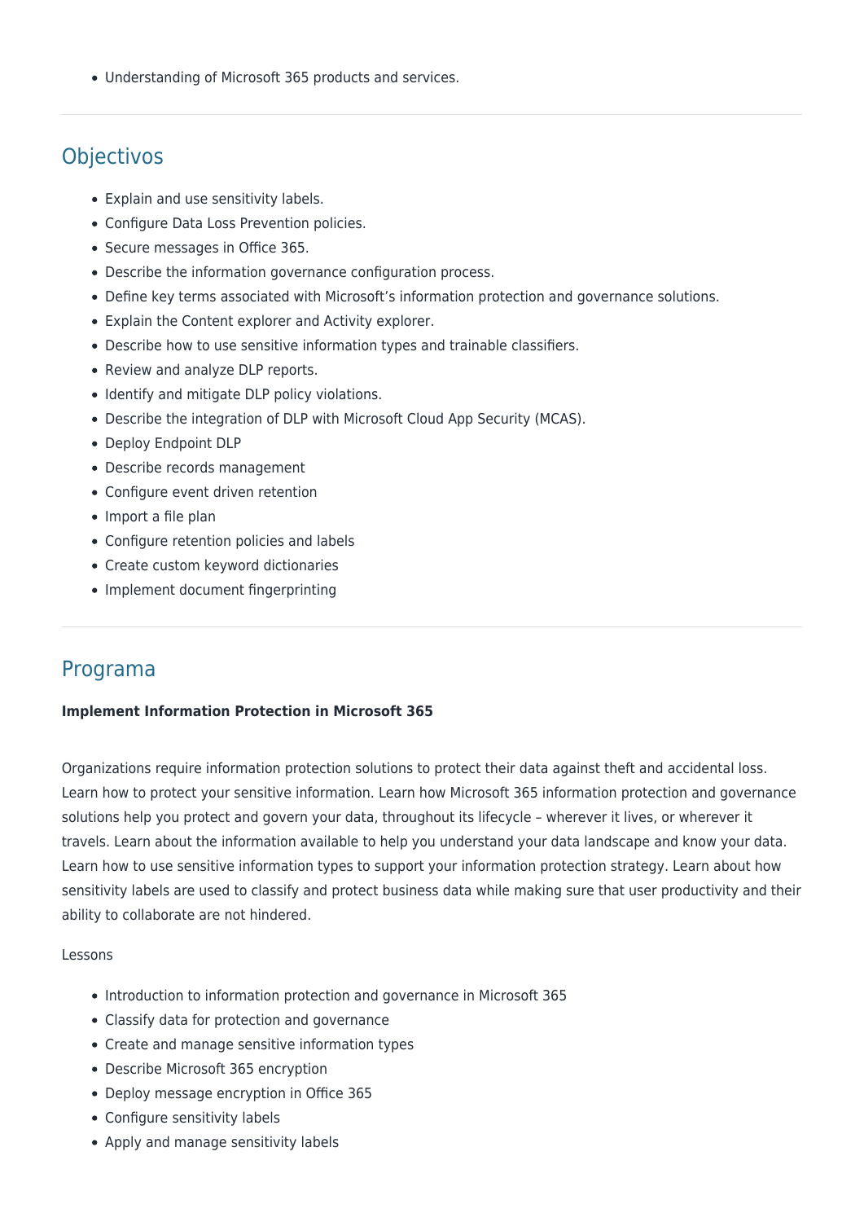- Understanding of Microsoft 365 products and services.

## Objectivos

- Explain and use sensitivity labels.
- Configure Data Loss Prevention policies.
- Secure messages in Office 365.
- Describe the information governance configuration process.
- Define key terms associated with Microsoft's information protection and governance solutions.
- Explain the Content explorer and Activity explorer.
- Describe how to use sensitive information types and trainable classifiers.
- Review and analyze DLP reports.
- Identify and mitigate DLP policy violations.
- Describe the integration of DLP with Microsoft Cloud App Security (MCAS).
- Deploy Endpoint DLP
- Describe records management
- Configure event driven retention
- Import a file plan
- Configure retention policies and labels
- Create custom keyword dictionaries
- Implement document fingerprinting

## Programa

**Implement Information Protection in Microsoft 365**

Organizations require information protection solutions to protect their data against theft and accidental loss. Learn how to protect your sensitive information. Learn how Microsoft 365 information protection and governance solutions help you protect and govern your data, throughout its lifecycle – wherever it lives, or wherever it travels. Learn about the information available to help you understand your data landscape and know your data. Learn how to use sensitive information types to support your information protection strategy. Learn about how sensitivity labels are used to classify and protect business data while making sure that user productivity and their ability to collaborate are not hindered.

Lessons

- Introduction to information protection and governance in Microsoft 365
- Classify data for protection and governance
- Create and manage sensitive information types
- Describe Microsoft 365 encryption
- Deploy message encryption in Office 365
- Configure sensitivity labels
- Apply and manage sensitivity labels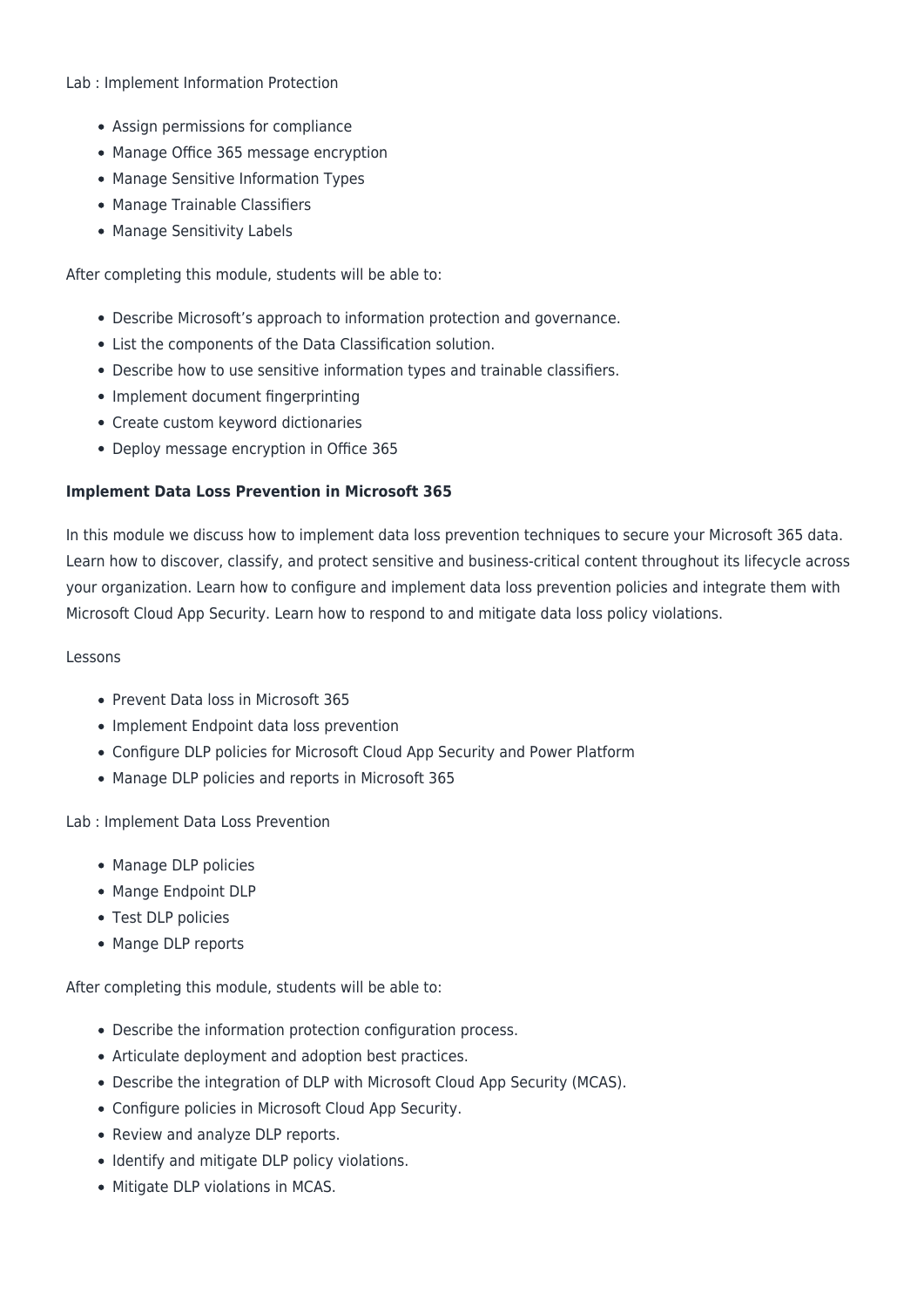Lab : Implement Information Protection

- Assign permissions for compliance
- Manage Office 365 message encryption
- Manage Sensitive Information Types
- Manage Trainable Classifiers
- Manage Sensitivity Labels

After completing this module, students will be able to:

- Describe Microsoft's approach to information protection and governance.
- List the components of the Data Classification solution.
- Describe how to use sensitive information types and trainable classifiers.
- Implement document fingerprinting
- Create custom keyword dictionaries
- Deploy message encryption in Office 365

**Implement Data Loss Prevention in Microsoft 365**

In this module we discuss how to implement data loss prevention techniques to secure your Microsoft 365 data. Learn how to discover, classify, and protect sensitive and business-critical content throughout its lifecycle across your organization. Learn how to configure and implement data loss prevention policies and integrate them with Microsoft Cloud App Security. Learn how to respond to and mitigate data loss policy violations.

Lessons

- Prevent Data loss in Microsoft 365
- Implement Endpoint data loss prevention
- Configure DLP policies for Microsoft Cloud App Security and Power Platform
- Manage DLP policies and reports in Microsoft 365

Lab : Implement Data Loss Prevention

- Manage DLP policies
- Mange Endpoint DLP
- Test DLP policies
- Mange DLP reports

After completing this module, students will be able to:

- Describe the information protection configuration process.
- Articulate deployment and adoption best practices.
- Describe the integration of DLP with Microsoft Cloud App Security (MCAS).
- Configure policies in Microsoft Cloud App Security.
- Review and analyze DLP reports.
- Identify and mitigate DLP policy violations.
- Mitigate DLP violations in MCAS.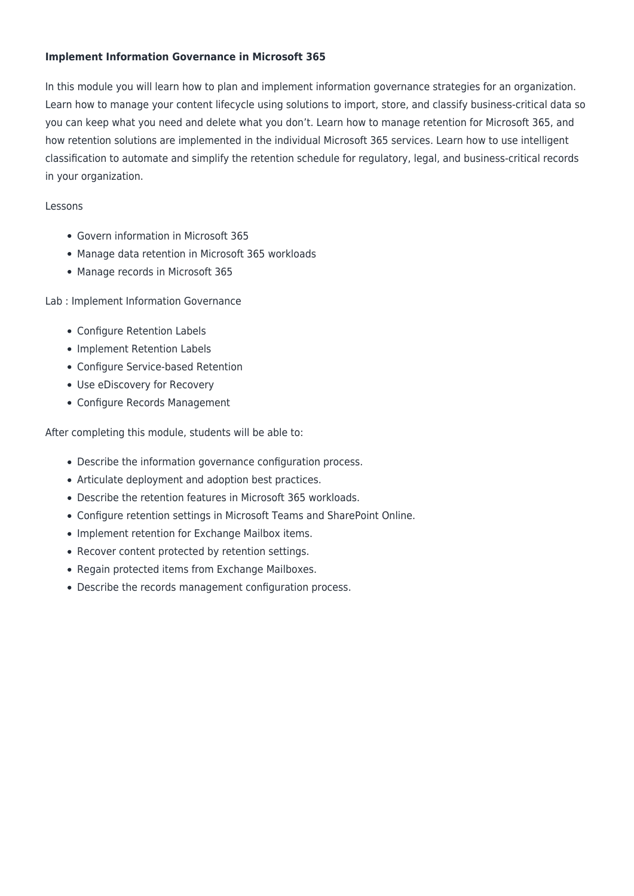**Implement Information Governance in Microsoft 365**

In this module you will learn how to plan and implement information governance strategies for an organization. Learn how to manage your content lifecycle using solutions to import, store, and classify business-critical data so you can keep what you need and delete what you don't. Learn how to manage retention for Microsoft 365, and how retention solutions are implemented in the individual Microsoft 365 services. Learn how to use intelligent classification to automate and simplify the retention schedule for regulatory, legal, and business-critical records in your organization.

Lessons

- Govern information in Microsoft 365
- Manage data retention in Microsoft 365 workloads
- Manage records in Microsoft 365

Lab : Implement Information Governance

- Configure Retention Labels
- Implement Retention Labels
- Configure Service-based Retention
- Use eDiscovery for Recovery
- Configure Records Management

After completing this module, students will be able to:

- Describe the information governance configuration process.
- Articulate deployment and adoption best practices.
- Describe the retention features in Microsoft 365 workloads.
- Configure retention settings in Microsoft Teams and SharePoint Online.
- Implement retention for Exchange Mailbox items.
- Recover content protected by retention settings.
- Regain protected items from Exchange Mailboxes.
- Describe the records management configuration process.